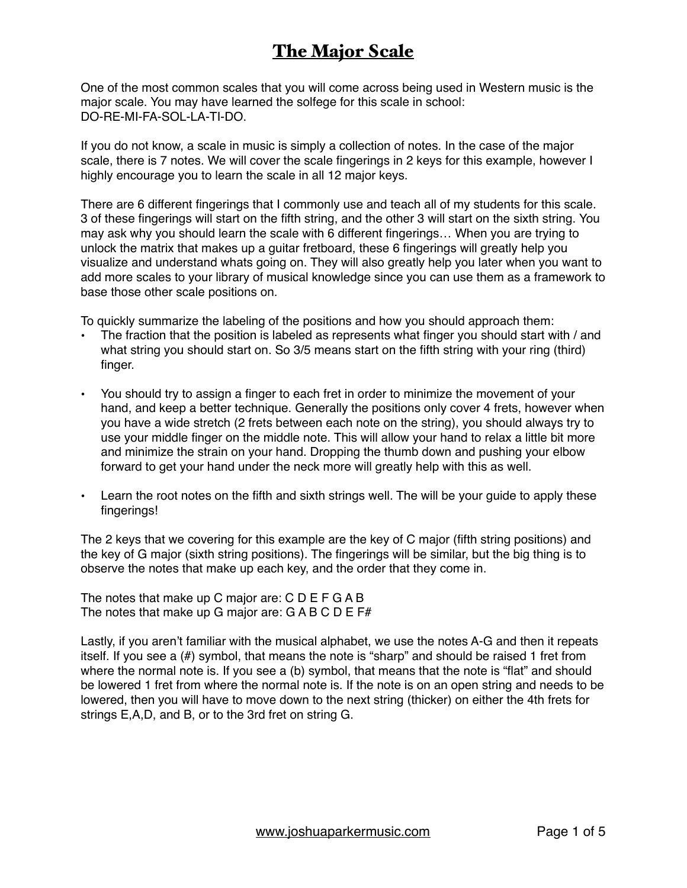# The Major Scale

One of the most common scales that you will come across being used in Western music is the major scale. You may have learned the solfege for this scale in school: DO-RE-MI-FA-SOL-LA-TI-DO.

If you do not know, a scale in music is simply a collection of notes. In the case of the major scale, there is 7 notes. We will cover the scale fingerings in 2 keys for this example, however I highly encourage you to learn the scale in all 12 major keys.

There are 6 different fingerings that I commonly use and teach all of my students for this scale. 3 of these fingerings will start on the fifth string, and the other 3 will start on the sixth string. You may ask why you should learn the scale with 6 different fingerings… When you are trying to unlock the matrix that makes up a guitar fretboard, these 6 fingerings will greatly help you visualize and understand whats going on. They will also greatly help you later when you want to add more scales to your library of musical knowledge since you can use them as a framework to base those other scale positions on.

To quickly summarize the labeling of the positions and how you should approach them:

- The fraction that the position is labeled as represents what finger you should start with / and what string you should start on. So 3/5 means start on the fifth string with your ring (third) finger.

- You should try to assign a finger to each fret in order to minimize the movement of your hand, and keep a better technique. Generally the positions only cover 4 frets, however when you have a wide stretch (2 frets between each note on the string), you should always try to use your middle finger on the middle note. This will allow your hand to relax a little bit more and minimize the strain on your hand. Dropping the thumb down and pushing your elbow forward to get your hand under the neck more will greatly help with this as well.

- Learn the root notes on the fifth and sixth strings well. The will be your guide to apply these fingerings!

The 2 keys that we covering for this example are the key of C major (fifth string positions) and the key of G major (sixth string positions). The fingerings will be similar, but the big thing is to observe the notes that make up each key, and the order that they come in.

The notes that make up C major are: C D E F G A B
The notes that make up G major are: G A B C D E F#

Lastly, if you aren't familiar with the musical alphabet, we use the notes A-G and then it repeats itself. If you see a (#) symbol, that means the note is "sharp" and should be raised 1 fret from where the normal note is. If you see a (b) symbol, that means that the note is "flat" and should be lowered 1 fret from where the normal note is. If the note is on an open string and needs to be lowered, then you will have to move down to the next string (thicker) on either the 4th frets for strings E,A,D, and B, or to the 3rd fret on string G.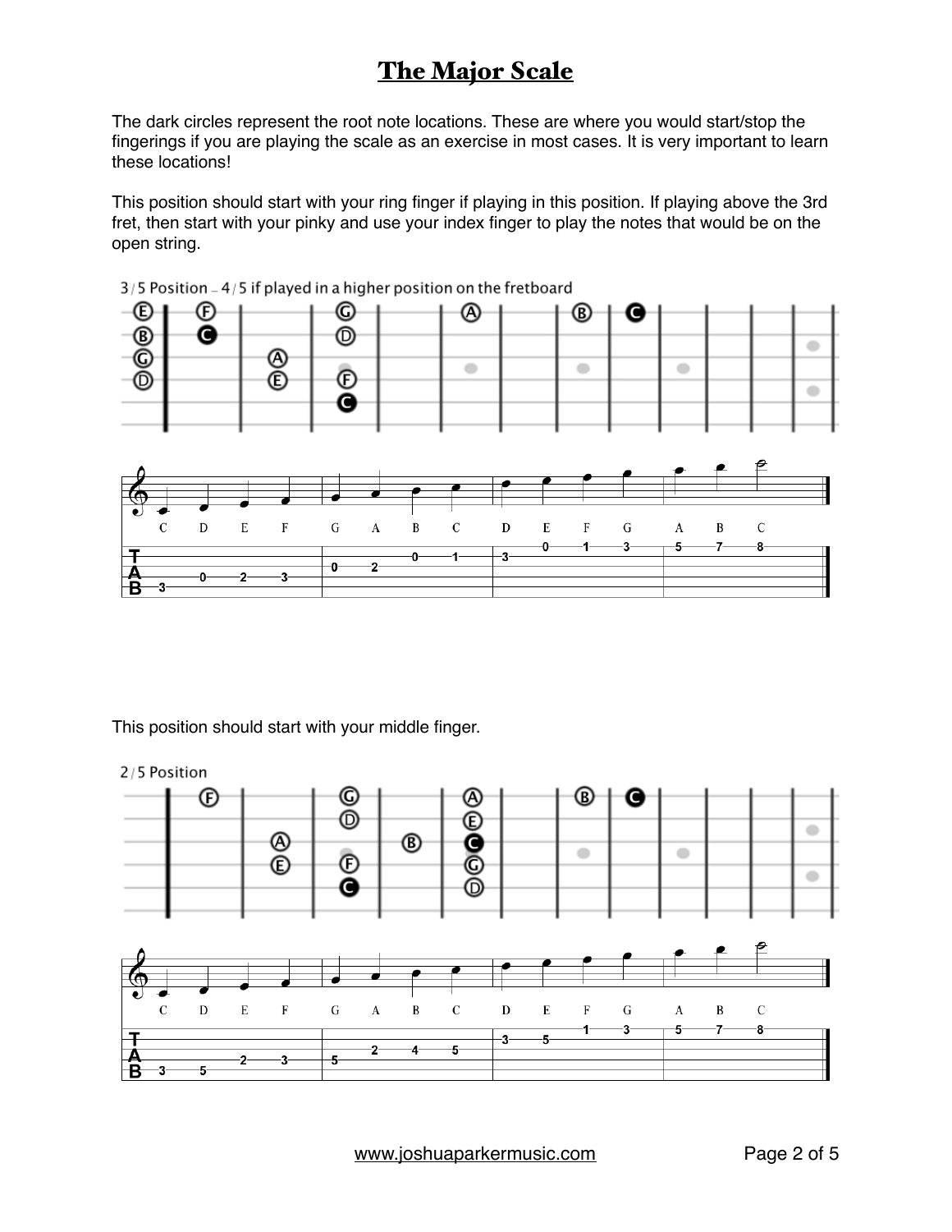# The Major Scale

The dark circles represent the root note locations. These are where you would start/stop the fingerings if you are playing the scale as an exercise in most cases. It is very important to learn these locations!

This position should start with your ring finger if playing in this position. If playing above the 3rd fret, then start with your pinky and use your index finger to play the notes that would be on the open string.

3/5 Position – 4/5 if played in a higher position on the fretboard

This position should start with your middle finger.

2/5 Position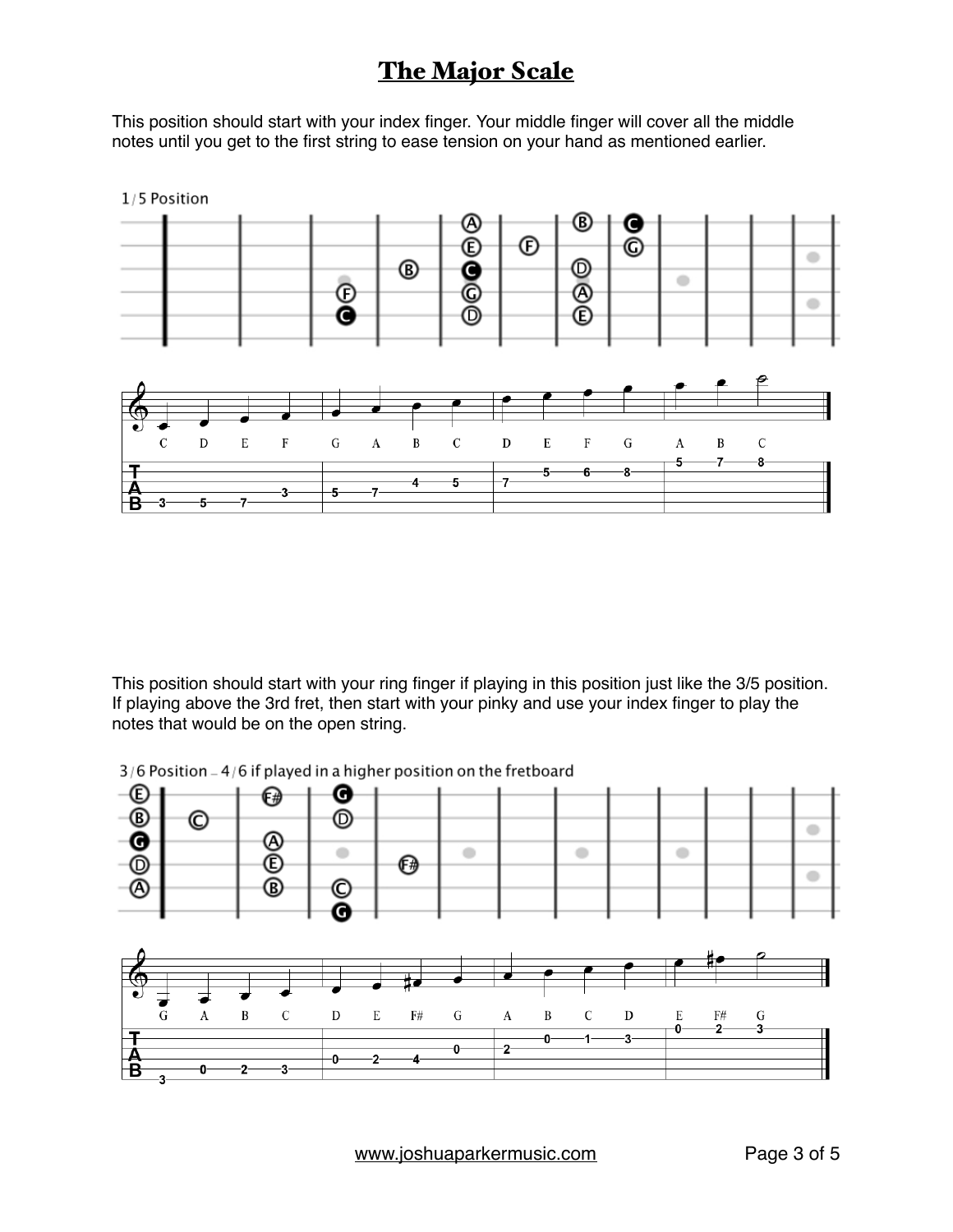# The Major Scale

This position should start with your index finger. Your middle finger will cover all the middle notes until you get to the first string to ease tension on your hand as mentioned earlier.

1/5 Position

C D E F G A B C D E F G A B C

This position should start with your ring finger if playing in this position just like the 3/5 position. If playing above the 3rd fret, then start with your pinky and use your index finger to play the notes that would be on the open string.

3/6 Position – 4/6 if played in a higher position on the fretboard

G A B C D E F# G A B C D E F# G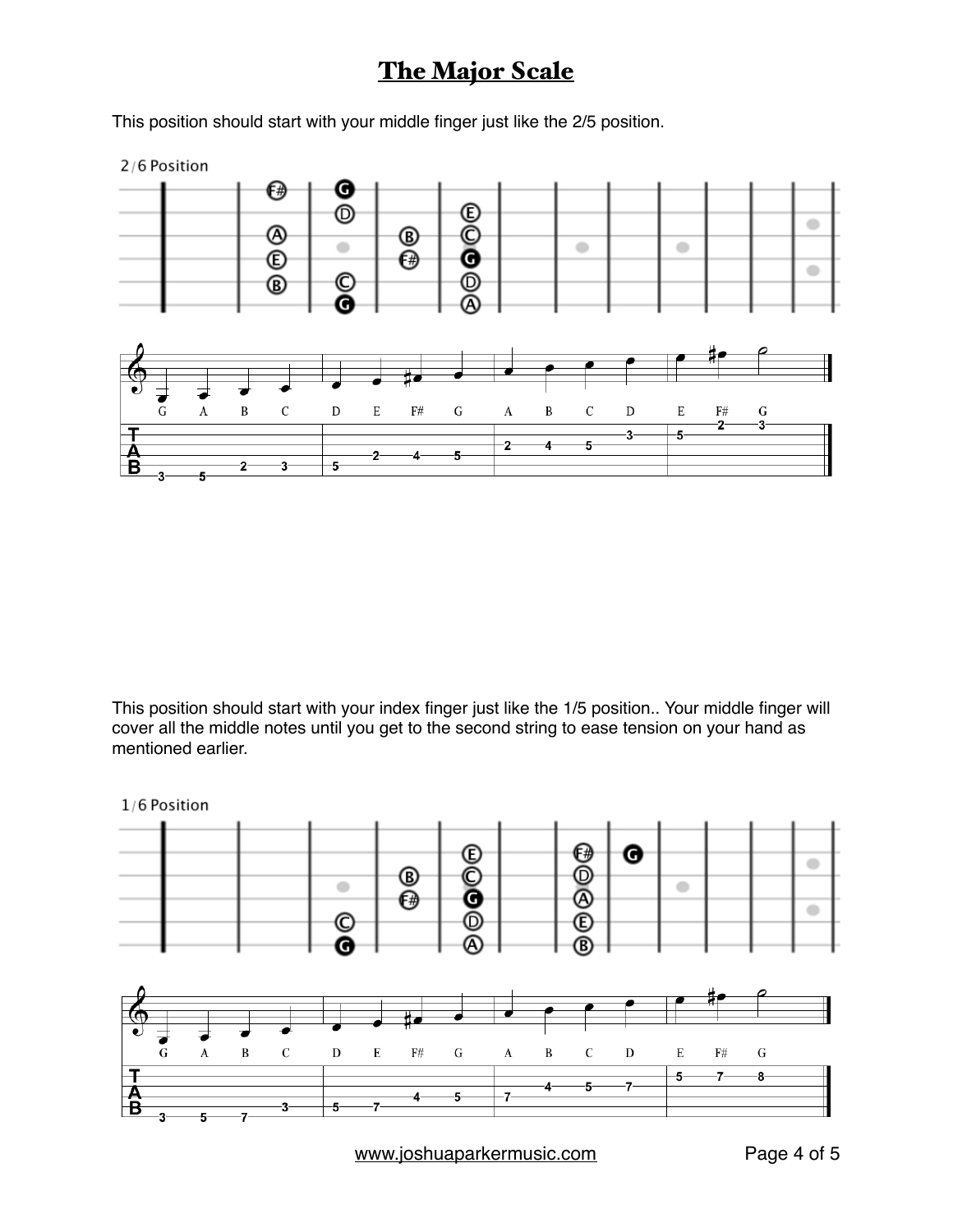# The Major Scale

This position should start with your middle finger just like the 2/5 position.

2/6 Position

This position should start with your index finger just like the 1/5 position.. Your middle finger will cover all the middle notes until you get to the second string to ease tension on your hand as mentioned earlier.

1/6 Position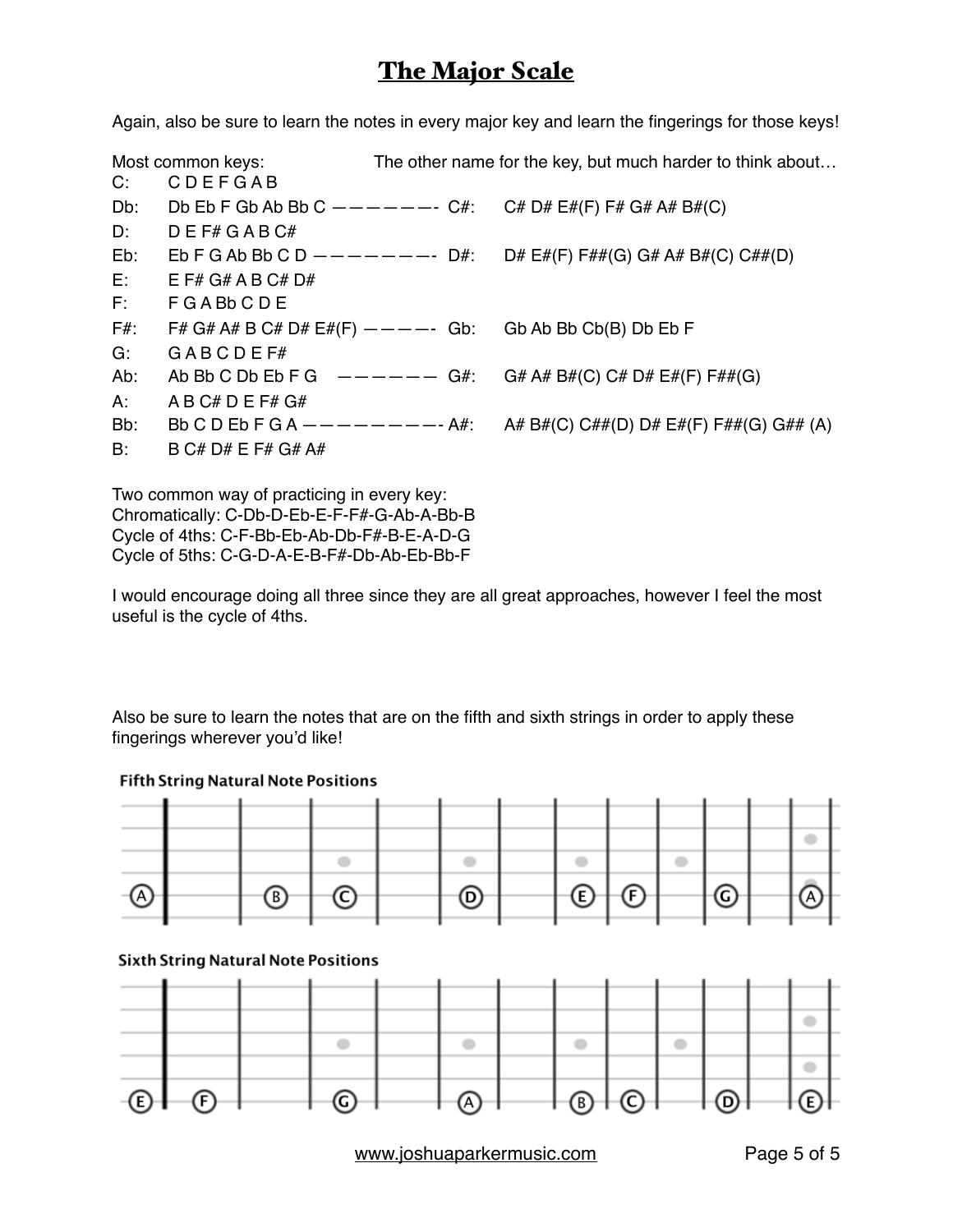# The Major Scale

Again, also be sure to learn the notes in every major key and learn the fingerings for those keys!

| Most common keys: | | | The other name for the key, but much harder to think about… |
|---|---|---|---|
| C: | C D E F G A B | | |
| Db: | Db Eb F Gb Ab Bb C —————— | C#: | C# D# E#(F) F# G# A# B#(C) |
| D: | D E F# G A B C# | | |
| Eb: | Eb F G Ab Bb C D ——————— | D#: | D# E#(F) F##(G) G# A# B#(C) C##(D) |
| E: | E F# G# A B C# D# | | |
| F: | F G A Bb C D E | | |
| F#: | F# G# A# B C# D# E#(F) ———— | Gb: | Gb Ab Bb Cb(B) Db Eb F |
| G: | G A B C D E F# | | |
| Ab: | Ab Bb C Db Eb F G —————— | G#: | G# A# B#(C) C# D# E#(F) F##(G) |
| A: | A B C# D E F# G# | | |
| Bb: | Bb C D Eb F G A ————————— | A#: | A# B#(C) C##(D) D# E#(F) F##(G) G## (A) |
| B: | B C# D# E F# G# A# | | |

Two common way of practicing in every key:
Chromatically: C-Db-D-Eb-E-F-F#-G-Ab-A-Bb-B
Cycle of 4ths: C-F-Bb-Eb-Ab-Db-F#-B-E-A-D-G
Cycle of 5ths: C-G-D-A-E-B-F#-Db-Ab-Eb-Bb-F

I would encourage doing all three since they are all great approaches, however I feel the most useful is the cycle of 4ths.

Also be sure to learn the notes that are on the fifth and sixth strings in order to apply these fingerings wherever you'd like!

**Fifth String Natural Note Positions**

A B C D E F G A

**Sixth String Natural Note Positions**

E F G A B C D E

www.joshuaparkermusic.com